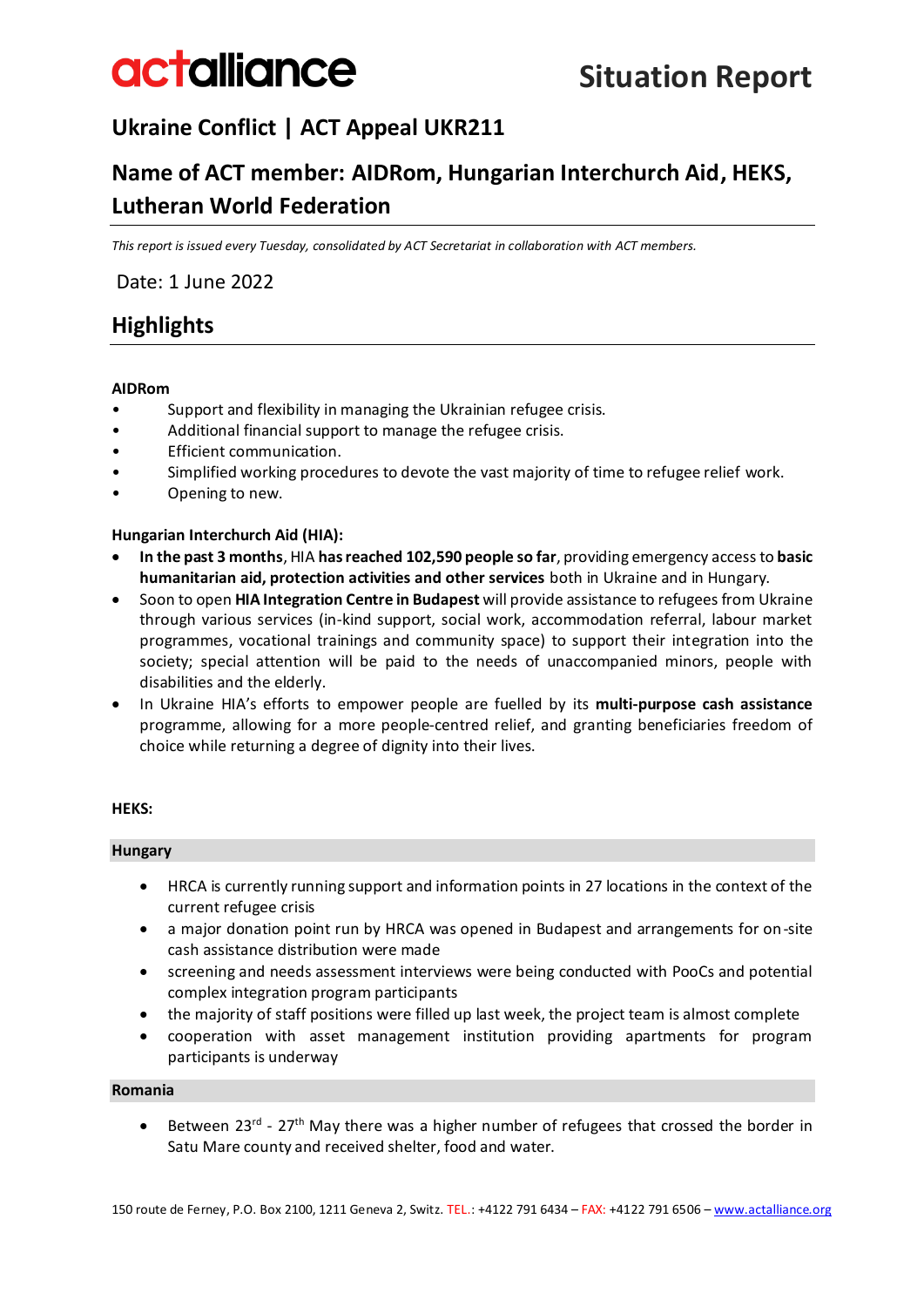# actalliance

# Situation Report

## Ukraine Conflict | ACT Appeal UKR211

## Name of ACT member: AIDRom, Hungarian Interchurch Aid, HEKS, Lutheran World Federation

*This report is issued every Tuesday, consolidated by ACT Secretariat in collaboration with ACT members.*

Date: 1 June 2022

## Highlights

**AIDRom**

- Support and flexibility in managing the Ukrainian refugee crisis.
- Additional financial support to manage the refugee crisis.
- Efficient communication.
- Simplified working procedures to devote the vast majority of time to refugee relief work.
- Opening to new.

**Hungarian Interchurch Aid (HIA):**

- **In the past 3 months**, HIA **has reached 102,590 people so far**, providing emergency access to **basic humanitarian aid, protection activities and other services** both in Ukraine and in Hungary.
- Soon to open **HIA Integration Centre in Budapest** will provide assistance to refugees from Ukraine through various services (in-kind support, social work, accommodation referral, labour market programmes, vocational trainings and community space) to support their integration into the society; special attention will be paid to the needs of unaccompanied minors, people with disabilities and the elderly.
- In Ukraine HIA's efforts to empower people are fuelled by its **multi-purpose cash assistance** programme, allowing for a more people-centred relief, and granting beneficiaries freedom of choice while returning a degree of dignity into their lives.

**HEKS:**

**Hungary**

- HRCA is currently running support and information points in 27 locations in the context of the current refugee crisis
- a major donation point run by HRCA was opened in Budapest and arrangements for on-site cash assistance distribution were made
- screening and needs assessment interviews were being conducted with PooCs and potential complex integration program participants
- the majority of staff positions were filled up last week, the project team is almost complete
- cooperation with asset management institution providing apartments for program participants is underway

**Romania**

- Between 23rd - 27th May there was a higher number of refugees that crossed the border in Satu Mare county and received shelter, food and water.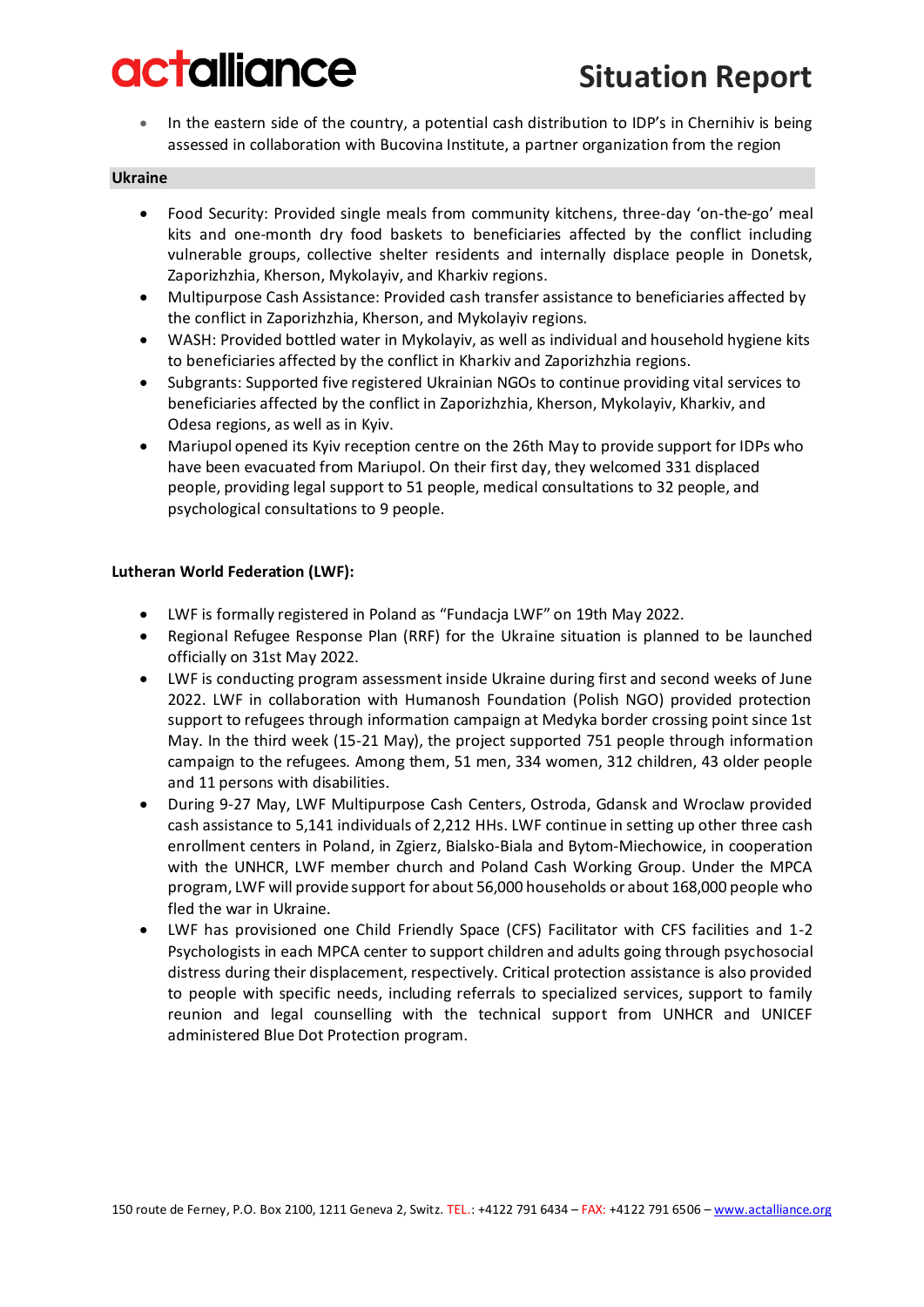- In the eastern side of the country, a potential cash distribution to IDP's in Chernihiv is being assessed in collaboration with Bucovina Institute, a partner organization from the region

**Ukraine**

- Food Security: Provided single meals from community kitchens, three-day 'on-the-go' meal kits and one-month dry food baskets to beneficiaries affected by the conflict including vulnerable groups, collective shelter residents and internally displace people in Donetsk, Zaporizhzhia, Kherson, Mykolayiv, and Kharkiv regions.
- Multipurpose Cash Assistance: Provided cash transfer assistance to beneficiaries affected by the conflict in Zaporizhzhia, Kherson, and Mykolayiv regions.
- WASH: Provided bottled water in Mykolayiv, as well as individual and household hygiene kits to beneficiaries affected by the conflict in Kharkiv and Zaporizhzhia regions.
- Subgrants: Supported five registered Ukrainian NGOs to continue providing vital services to beneficiaries affected by the conflict in Zaporizhzhia, Kherson, Mykolayiv, Kharkiv, and Odesa regions, as well as in Kyiv.
- Mariupol opened its Kyiv reception centre on the 26th May to provide support for IDPs who have been evacuated from Mariupol. On their first day, they welcomed 331 displaced people, providing legal support to 51 people, medical consultations to 32 people, and psychological consultations to 9 people.

**Lutheran World Federation (LWF):**

- LWF is formally registered in Poland as "Fundacja LWF" on 19th May 2022.
- Regional Refugee Response Plan (RRF) for the Ukraine situation is planned to be launched officially on 31st May 2022.
- LWF is conducting program assessment inside Ukraine during first and second weeks of June 2022. LWF in collaboration with Humanosh Foundation (Polish NGO) provided protection support to refugees through information campaign at Medyka border crossing point since 1st May. In the third week (15-21 May), the project supported 751 people through information campaign to the refugees. Among them, 51 men, 334 women, 312 children, 43 older people and 11 persons with disabilities.
- During 9-27 May, LWF Multipurpose Cash Centers, Ostroda, Gdansk and Wroclaw provided cash assistance to 5,141 individuals of 2,212 HHs. LWF continue in setting up other three cash enrollment centers in Poland, in Zgierz, Bialsko-Biala and Bytom-Miechowice, in cooperation with the UNHCR, LWF member church and Poland Cash Working Group. Under the MPCA program, LWF will provide support for about 56,000 households or about 168,000 people who fled the war in Ukraine.
- LWF has provisioned one Child Friendly Space (CFS) Facilitator with CFS facilities and 1-2 Psychologists in each MPCA center to support children and adults going through psychosocial distress during their displacement, respectively. Critical protection assistance is also provided to people with specific needs, including referrals to specialized services, support to family reunion and legal counselling with the technical support from UNHCR and UNICEF administered Blue Dot Protection program.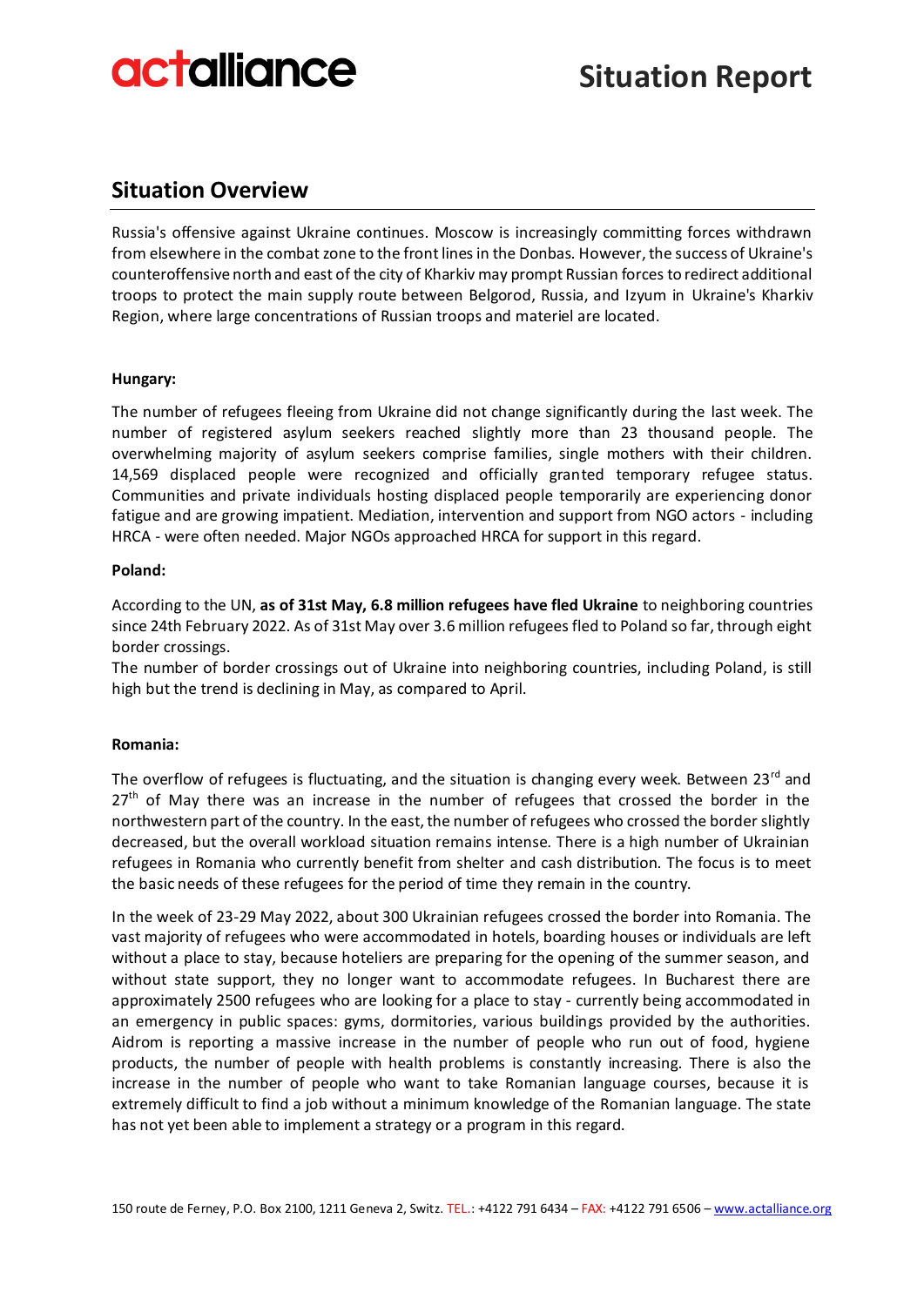## Situation Overview

Russia's offensive against Ukraine continues. Moscow is increasingly committing forces withdrawn from elsewhere in the combat zone to the front lines in the Donbas. However, the success of Ukraine's counteroffensive north and east of the city of Kharkiv may prompt Russian forces to redirect additional troops to protect the main supply route between Belgorod, Russia, and Izyum in Ukraine's Kharkiv Region, where large concentrations of Russian troops and materiel are located.

**Hungary:**

The number of refugees fleeing from Ukraine did not change significantly during the last week. The number of registered asylum seekers reached slightly more than 23 thousand people. The overwhelming majority of asylum seekers comprise families, single mothers with their children. 14,569 displaced people were recognized and officially granted temporary refugee status. Communities and private individuals hosting displaced people temporarily are experiencing donor fatigue and are growing impatient. Mediation, intervention and support from NGO actors - including HRCA - were often needed. Major NGOs approached HRCA for support in this regard.

**Poland:**

According to the UN, **as of 31st May, 6.8 million refugees have fled Ukraine** to neighboring countries since 24th February 2022. As of 31st May over 3.6 million refugees fled to Poland so far, through eight border crossings.
The number of border crossings out of Ukraine into neighboring countries, including Poland, is still high but the trend is declining in May, as compared to April.

**Romania:**

The overflow of refugees is fluctuating, and the situation is changing every week. Between 23rd and 27th of May there was an increase in the number of refugees that crossed the border in the northwestern part of the country. In the east, the number of refugees who crossed the border slightly decreased, but the overall workload situation remains intense. There is a high number of Ukrainian refugees in Romania who currently benefit from shelter and cash distribution. The focus is to meet the basic needs of these refugees for the period of time they remain in the country.

In the week of 23-29 May 2022, about 300 Ukrainian refugees crossed the border into Romania. The vast majority of refugees who were accommodated in hotels, boarding houses or individuals are left without a place to stay, because hoteliers are preparing for the opening of the summer season, and without state support, they no longer want to accommodate refugees. In Bucharest there are approximately 2500 refugees who are looking for a place to stay - currently being accommodated in an emergency in public spaces: gyms, dormitories, various buildings provided by the authorities. Aidrom is reporting a massive increase in the number of people who run out of food, hygiene products, the number of people with health problems is constantly increasing. There is also the increase in the number of people who want to take Romanian language courses, because it is extremely difficult to find a job without a minimum knowledge of the Romanian language. The state has not yet been able to implement a strategy or a program in this regard.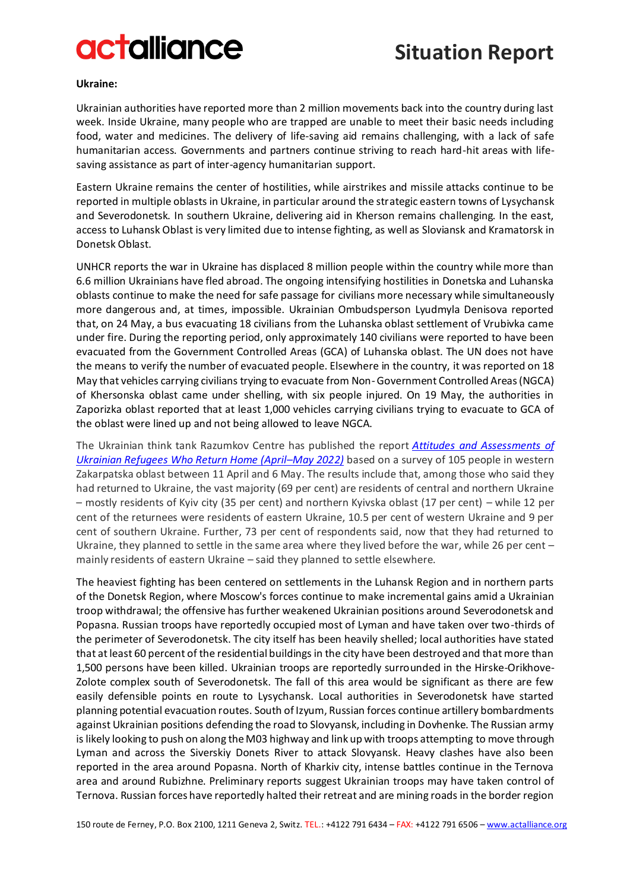**Ukraine:**

Ukrainian authorities have reported more than 2 million movements back into the country during last week. Inside Ukraine, many people who are trapped are unable to meet their basic needs including food, water and medicines. The delivery of life-saving aid remains challenging, with a lack of safe humanitarian access. Governments and partners continue striving to reach hard-hit areas with life-saving assistance as part of inter-agency humanitarian support.

Eastern Ukraine remains the center of hostilities, while airstrikes and missile attacks continue to be reported in multiple oblasts in Ukraine, in particular around the strategic eastern towns of Lysychansk and Severodonetsk. In southern Ukraine, delivering aid in Kherson remains challenging. In the east, access to Luhansk Oblast is very limited due to intense fighting, as well as Sloviansk and Kramatorsk in Donetsk Oblast.

UNHCR reports the war in Ukraine has displaced 8 million people within the country while more than 6.6 million Ukrainians have fled abroad. The ongoing intensifying hostilities in Donetska and Luhanska oblasts continue to make the need for safe passage for civilians more necessary while simultaneously more dangerous and, at times, impossible. Ukrainian Ombudsperson Lyudmyla Denisova reported that, on 24 May, a bus evacuating 18 civilians from the Luhanska oblast settlement of Vrubivka came under fire. During the reporting period, only approximately 140 civilians were reported to have been evacuated from the Government Controlled Areas (GCA) of Luhanska oblast. The UN does not have the means to verify the number of evacuated people. Elsewhere in the country, it was reported on 18 May that vehicles carrying civilians trying to evacuate from Non- Government Controlled Areas (NGCA) of Khersonska oblast came under shelling, with six people injured. On 19 May, the authorities in Zaporizka oblast reported that at least 1,000 vehicles carrying civilians trying to evacuate to GCA of the oblast were lined up and not being allowed to leave NGCA.

The Ukrainian think tank Razumkov Centre has published the report [*Attitudes and Assessments of Ukrainian Refugees Who Return Home (April–May 2022)*] based on a survey of 105 people in western Zakarpatska oblast between 11 April and 6 May. The results include that, among those who said they had returned to Ukraine, the vast majority (69 per cent) are residents of central and northern Ukraine – mostly residents of Kyiv city (35 per cent) and northern Kyivska oblast (17 per cent) – while 12 per cent of the returnees were residents of eastern Ukraine, 10.5 per cent of western Ukraine and 9 per cent of southern Ukraine. Further, 73 per cent of respondents said, now that they had returned to Ukraine, they planned to settle in the same area where they lived before the war, while 26 per cent – mainly residents of eastern Ukraine – said they planned to settle elsewhere.

The heaviest fighting has been centered on settlements in the Luhansk Region and in northern parts of the Donetsk Region, where Moscow's forces continue to make incremental gains amid a Ukrainian troop withdrawal; the offensive has further weakened Ukrainian positions around Severodonetsk and Popasna. Russian troops have reportedly occupied most of Lyman and have taken over two-thirds of the perimeter of Severodonetsk. The city itself has been heavily shelled; local authorities have stated that at least 60 percent of the residential buildings in the city have been destroyed and that more than 1,500 persons have been killed. Ukrainian troops are reportedly surrounded in the Hirske-Orikhove-Zolote complex south of Severodonetsk. The fall of this area would be significant as there are few easily defensible points en route to Lysychansk. Local authorities in Severodonetsk have started planning potential evacuation routes. South of Izyum, Russian forces continue artillery bombardments against Ukrainian positions defending the road to Slovyansk, including in Dovhenke. The Russian army is likely looking to push on along the M03 highway and link up with troops attempting to move through Lyman and across the Siverskiy Donets River to attack Slovyansk. Heavy clashes have also been reported in the area around Popasna. North of Kharkiv city, intense battles continue in the Ternova area and around Rubizhne. Preliminary reports suggest Ukrainian troops may have taken control of Ternova. Russian forces have reportedly halted their retreat and are mining roads in the border region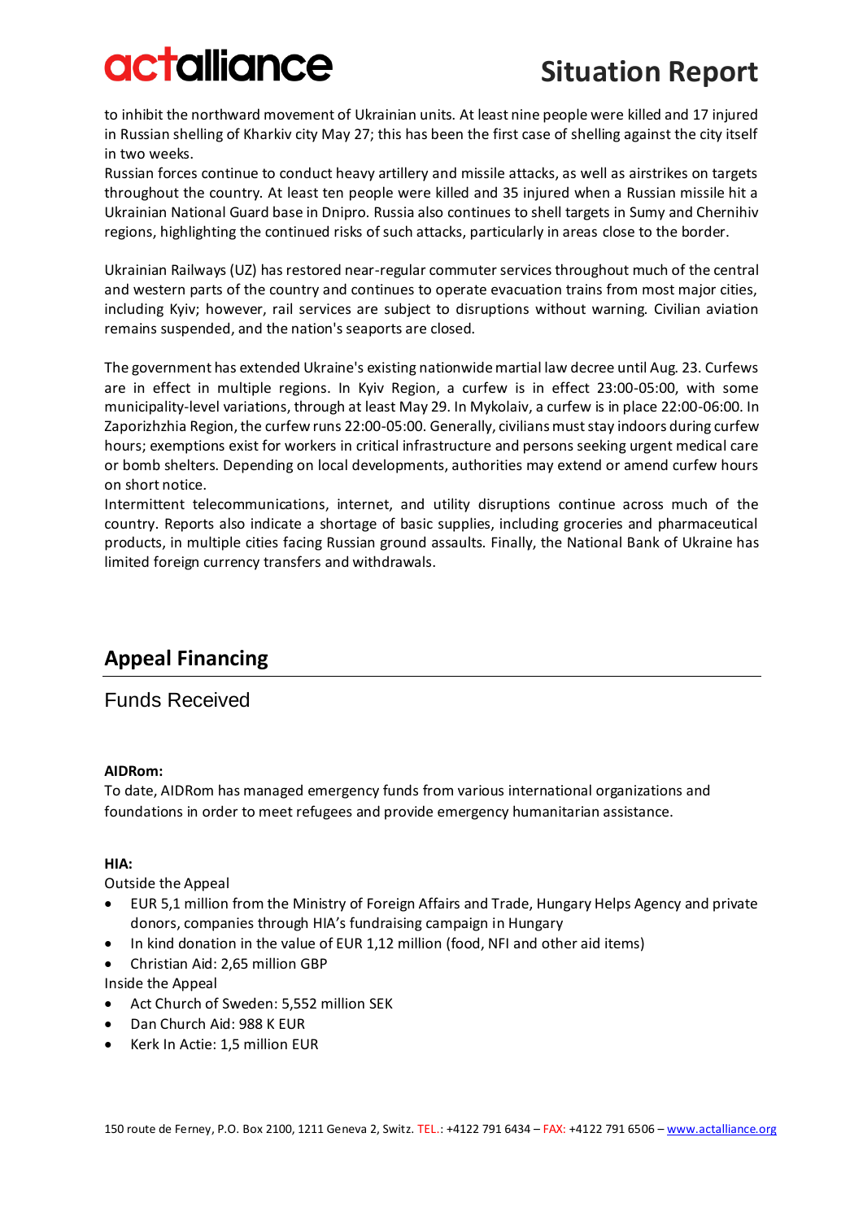to inhibit the northward movement of Ukrainian units. At least nine people were killed and 17 injured in Russian shelling of Kharkiv city May 27; this has been the first case of shelling against the city itself in two weeks.

Russian forces continue to conduct heavy artillery and missile attacks, as well as airstrikes on targets throughout the country. At least ten people were killed and 35 injured when a Russian missile hit a Ukrainian National Guard base in Dnipro. Russia also continues to shell targets in Sumy and Chernihiv regions, highlighting the continued risks of such attacks, particularly in areas close to the border.

Ukrainian Railways (UZ) has restored near-regular commuter services throughout much of the central and western parts of the country and continues to operate evacuation trains from most major cities, including Kyiv; however, rail services are subject to disruptions without warning. Civilian aviation remains suspended, and the nation's seaports are closed.

The government has extended Ukraine's existing nationwide martial law decree until Aug. 23. Curfews are in effect in multiple regions. In Kyiv Region, a curfew is in effect 23:00-05:00, with some municipality-level variations, through at least May 29. In Mykolaiv, a curfew is in place 22:00-06:00. In Zaporizhzhia Region, the curfew runs 22:00-05:00. Generally, civilians must stay indoors during curfew hours; exemptions exist for workers in critical infrastructure and persons seeking urgent medical care or bomb shelters. Depending on local developments, authorities may extend or amend curfew hours on short notice.

Intermittent telecommunications, internet, and utility disruptions continue across much of the country. Reports also indicate a shortage of basic supplies, including groceries and pharmaceutical products, in multiple cities facing Russian ground assaults. Finally, the National Bank of Ukraine has limited foreign currency transfers and withdrawals.

## Appeal Financing

### Funds Received

**AIDRom:**

To date, AIDRom has managed emergency funds from various international organizations and foundations in order to meet refugees and provide emergency humanitarian assistance.

**HIA:**

Outside the Appeal

- EUR 5,1 million from the Ministry of Foreign Affairs and Trade, Hungary Helps Agency and private donors, companies through HIA's fundraising campaign in Hungary
- In kind donation in the value of EUR 1,12 million (food, NFI and other aid items)
- Christian Aid: 2,65 million GBP

Inside the Appeal

- Act Church of Sweden: 5,552 million SEK
- Dan Church Aid: 988 K EUR
- Kerk In Actie: 1,5 million EUR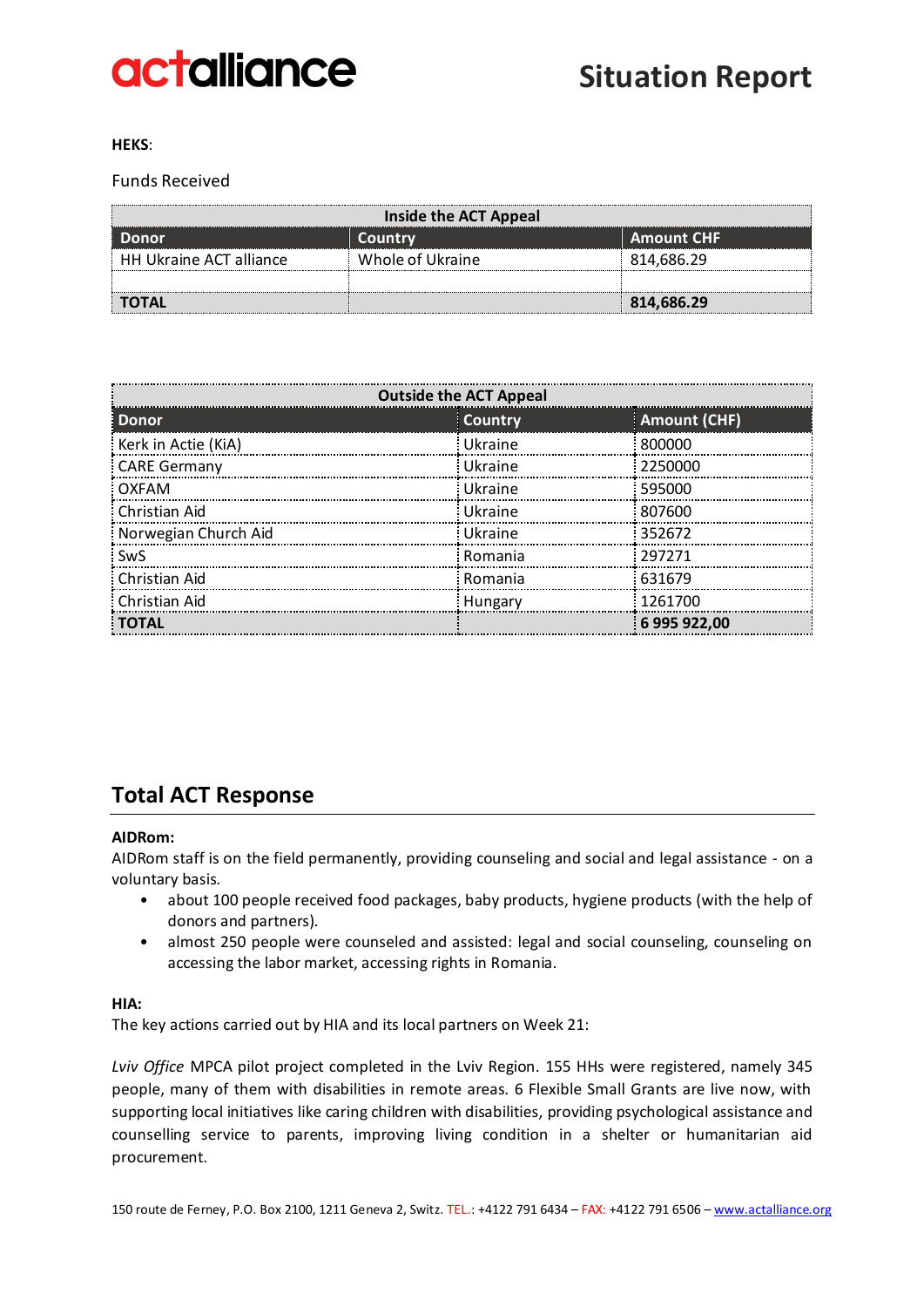**HEKS**:

Funds Received

| Inside the ACT Appeal | | |
|---|---|---|
| **Donor** | **Country** | **Amount CHF** |
| HH Ukraine ACT alliance | Whole of Ukraine | 814,686.29 |
| | | |
| **TOTAL** | | **814,686.29** |

| Outside the ACT Appeal | | |
|---|---|---|
| **Donor** | **Country** | **Amount (CHF)** |
| Kerk in Actie (KiA) | Ukraine | 800000 |
| CARE Germany | Ukraine | 2250000 |
| OXFAM | Ukraine | 595000 |
| Christian Aid | Ukraine | 807600 |
| Norwegian Church Aid | Ukraine | 352672 |
| SwS | Romania | 297271 |
| Christian Aid | Romania | 631679 |
| Christian Aid | Hungary | 1261700 |
| **TOTAL** | | **6 995 922,00** |

## Total ACT Response

**AIDRom:**

AIDRom staff is on the field permanently, providing counseling and social and legal assistance - on a voluntary basis.

- about 100 people received food packages, baby products, hygiene products (with the help of donors and partners).
- almost 250 people were counseled and assisted: legal and social counseling, counseling on accessing the labor market, accessing rights in Romania.

**HIA:**

The key actions carried out by HIA and its local partners on Week 21:

*Lviv Office* MPCA pilot project completed in the Lviv Region. 155 HHs were registered, namely 345 people, many of them with disabilities in remote areas. 6 Flexible Small Grants are live now, with supporting local initiatives like caring children with disabilities, providing psychological assistance and counselling service to parents, improving living condition in a shelter or humanitarian aid procurement.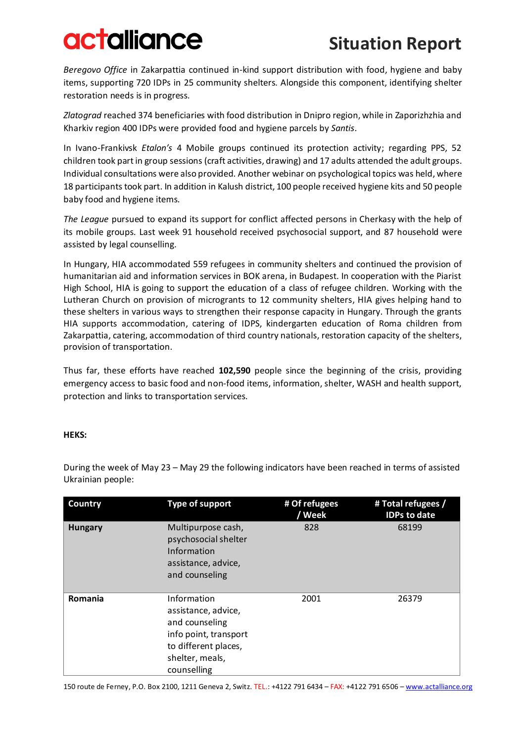*Beregovo Office* in Zakarpattia continued in-kind support distribution with food, hygiene and baby items, supporting 720 IDPs in 25 community shelters. Alongside this component, identifying shelter restoration needs is in progress.

*Zlatograd* reached 374 beneficiaries with food distribution in Dnipro region, while in Zaporizhzhia and Kharkiv region 400 IDPs were provided food and hygiene parcels by *Santis*.

In Ivano-Frankivsk *Etalon's* 4 Mobile groups continued its protection activity; regarding PPS, 52 children took part in group sessions (craft activities, drawing) and 17 adults attended the adult groups. Individual consultations were also provided. Another webinar on psychological topics was held, where 18 participants took part. In addition in Kalush district, 100 people received hygiene kits and 50 people baby food and hygiene items.

*The League* pursued to expand its support for conflict affected persons in Cherkasy with the help of its mobile groups. Last week 91 household received psychosocial support, and 87 household were assisted by legal counselling.

In Hungary, HIA accommodated 559 refugees in community shelters and continued the provision of humanitarian aid and information services in BOK arena, in Budapest. In cooperation with the Piarist High School, HIA is going to support the education of a class of refugee children. Working with the Lutheran Church on provision of microgrants to 12 community shelters, HIA gives helping hand to these shelters in various ways to strengthen their response capacity in Hungary. Through the grants HIA supports accommodation, catering of IDPS, kindergarten education of Roma children from Zakarpattia, catering, accommodation of third country nationals, restoration capacity of the shelters, provision of transportation.

Thus far, these efforts have reached **102,590** people since the beginning of the crisis, providing emergency access to basic food and non-food items, information, shelter, WASH and health support, protection and links to transportation services.

**HEKS:**

During the week of May 23 – May 29 the following indicators have been reached in terms of assisted Ukrainian people:

| Country | Type of support | # Of refugees / Week | # Total refugees / IDPs to date |
|---|---|---|---|
| **Hungary** | Multipurpose cash, psychosocial shelter Information assistance, advice, and counseling | 828 | 68199 |
| **Romania** | Information assistance, advice, and counseling info point, transport to different places, shelter, meals, counselling | 2001 | 26379 |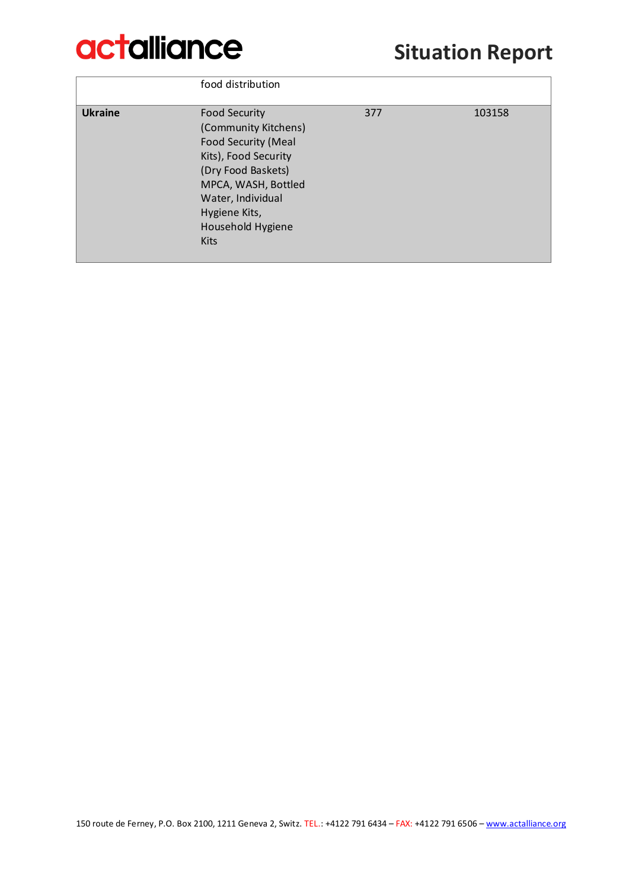|  |  |  |  |
|---|---|---|---|
|  | food distribution |  |  |
| **Ukraine** | Food Security (Community Kitchens) Food Security (Meal Kits), Food Security (Dry Food Baskets) MPCA, WASH, Bottled Water, Individual Hygiene Kits, Household Hygiene Kits | 377 | 103158 |

150 route de Ferney, P.O. Box 2100, 1211 Geneva 2, Switz. TEL.: +4122 791 6434 – FAX: +4122 791 6506 – www.actalliance.org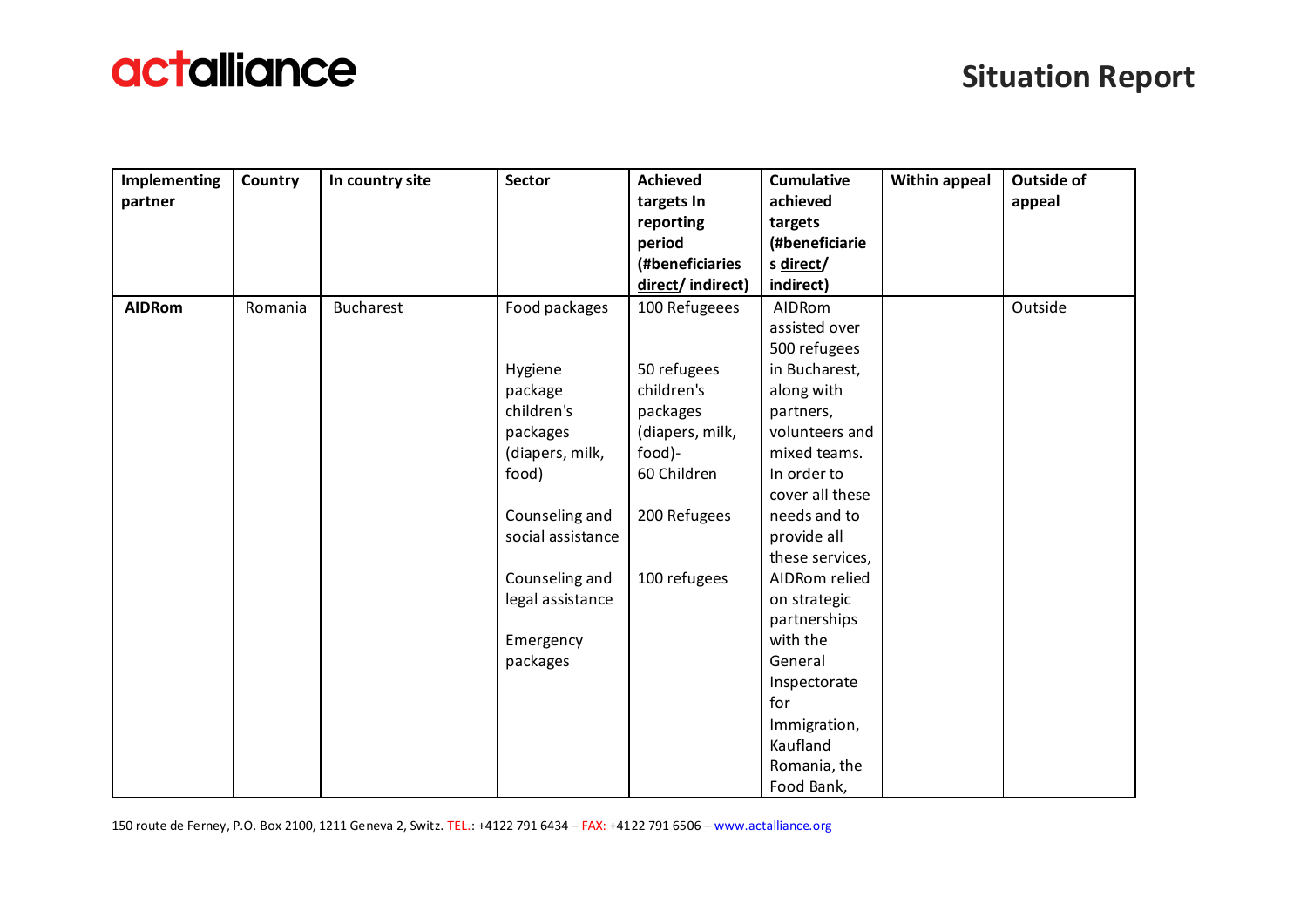| Implementing partner | Country | In country site | Sector | Achieved targets In reporting period (#beneficiaries direct/ indirect) | Cumulative achieved targets (#beneficiaries direct/ indirect) | Within appeal | Outside of appeal |
|---|---|---|---|---|---|---|---|
| **AIDRom** | Romania | Bucharest | Food packages<br><br>Hygiene package children's packages (diapers, milk, food)<br><br>Counseling and social assistance<br><br>Counseling and legal assistance<br><br>Emergency packages | 100 Refugeees<br><br>50 refugees children's packages (diapers, milk, food)- 60 Children<br><br>200 Refugees<br><br>100 refugees | AIDRom assisted over 500 refugees in Bucharest, along with partners, volunteers and mixed teams. In order to cover all these needs and to provide all these services, AIDRom relied on strategic partnerships with the General Inspectorate for Immigration, Kaufland Romania, the Food Bank, | | Outside |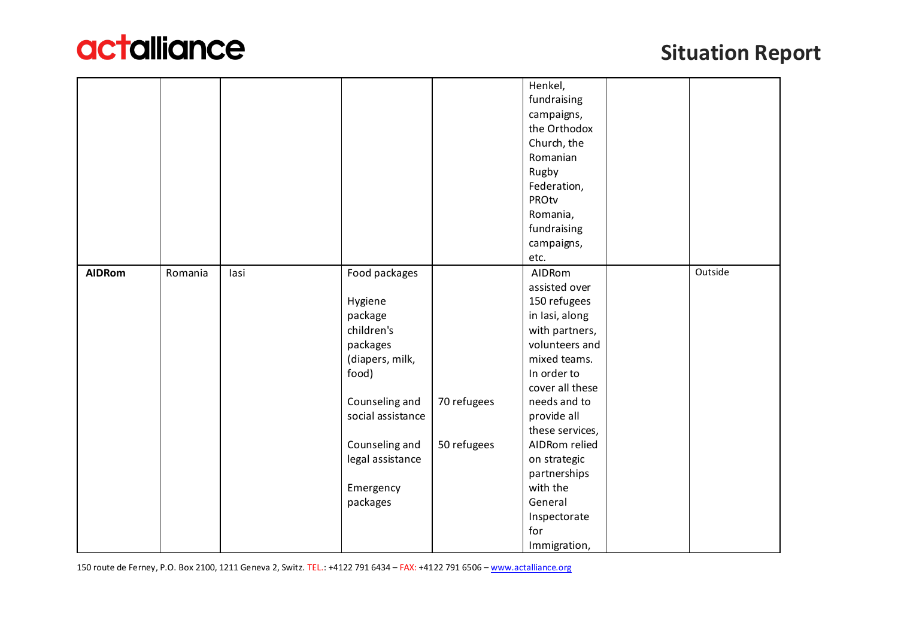| | | | | | | | |
|---|---|---|---|---|---|---|---|
| | | | | | Henkel, fundraising campaigns, the Orthodox Church, the Romanian Rugby Federation, PROtv Romania, fundraising campaigns, etc. | | |
| **AIDRom** | Romania | Iasi | Food packages<br><br>Hygiene package children's packages (diapers, milk, food)<br><br>Counseling and social assistance<br><br>Counseling and legal assistance<br><br>Emergency packages | <br><br><br><br><br><br>70 refugees<br><br>50 refugees | AIDRom assisted over 150 refugees in Iasi, along with partners, volunteers and mixed teams. In order to cover all these needs and to provide all these services, AIDRom relied on strategic partnerships with the General Inspectorate for Immigration, | | Outside |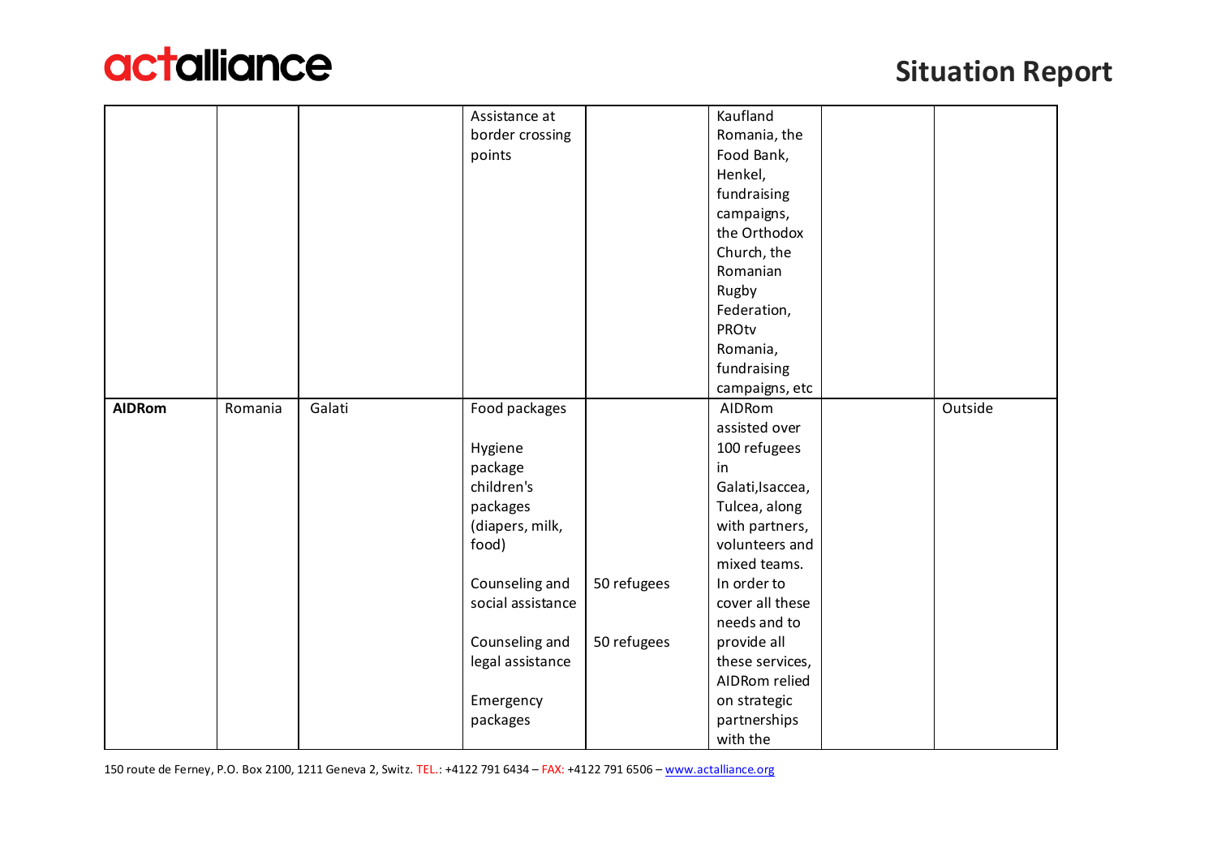| | | | | | | | |
|---|---|---|---|---|---|---|---|
| | | | Assistance at border crossing points | | Kaufland Romania, the Food Bank, Henkel, fundraising campaigns, the Orthodox Church, the Romanian Rugby Federation, PROtv Romania, fundraising campaigns, etc | | |
| **AIDRom** | Romania | Galati | Food packages<br><br>Hygiene package children's packages (diapers, milk, food)<br><br>Counseling and social assistance<br><br>Counseling and legal assistance<br><br>Emergency packages | <br><br><br><br><br><br>50 refugees<br><br>50 refugees | AIDRom assisted over 100 refugees in Galati,Isaccea, Tulcea, along with partners, volunteers and mixed teams. In order to cover all these needs and to provide all these services, AIDRom relied on strategic partnerships with the | | Outside |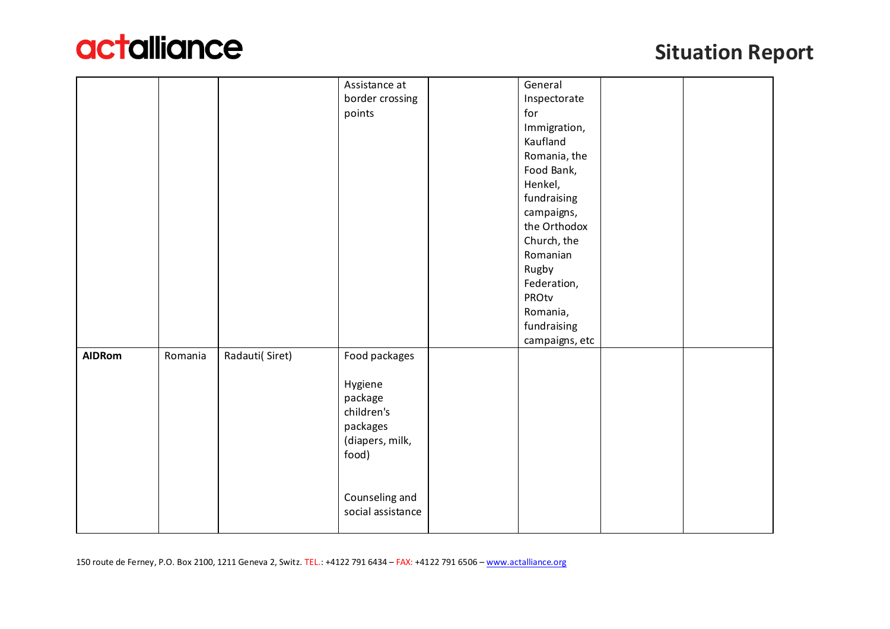| | | | | | | | |
|---|---|---|---|---|---|---|---|
| | | | Assistance at border crossing points | | General Inspectorate for Immigration, Kaufland Romania, the Food Bank, Henkel, fundraising campaigns, the Orthodox Church, the Romanian Rugby Federation, PROtv Romania, fundraising campaigns, etc | | |
| **AIDRom** | Romania | Radauti( Siret) | Food packages<br><br>Hygiene package children's packages (diapers, milk, food)<br><br>Counseling and social assistance | | | | |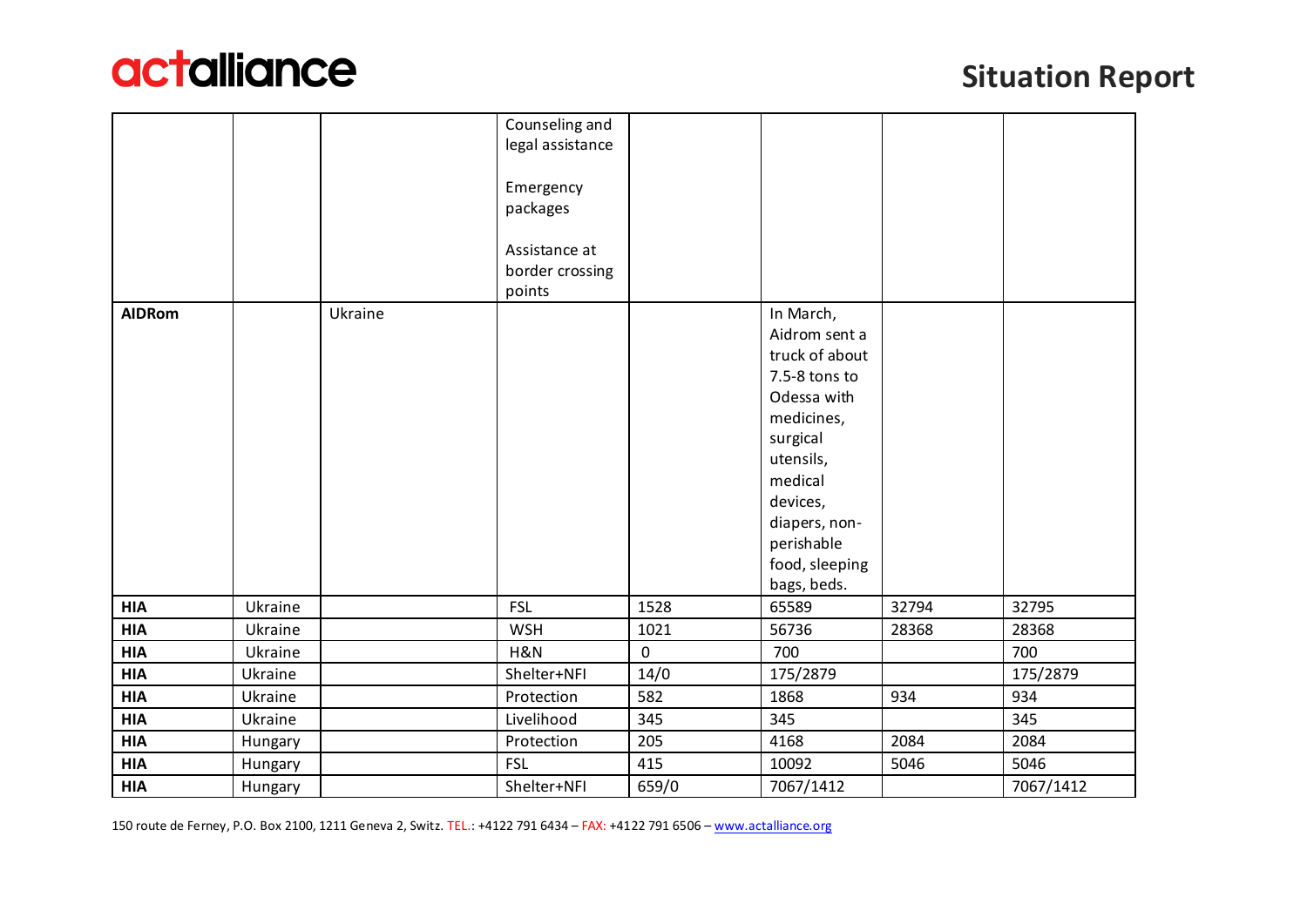| | | | | | | | |
|---|---|---|---|---|---|---|---|
| | | | Counseling and legal assistance<br><br>Emergency packages<br><br>Assistance at border crossing points | | | | |
| **AIDRom** | | Ukraine | | | In March, Aidrom sent a truck of about 7.5-8 tons to Odessa with medicines, surgical utensils, medical devices, diapers, non-perishable food, sleeping bags, beds. | | |
| **HIA** | Ukraine | | FSL | 1528 | 65589 | 32794 | 32795 |
| **HIA** | Ukraine | | WSH | 1021 | 56736 | 28368 | 28368 |
| **HIA** | Ukraine | | H&N | 0 | 700 | | 700 |
| **HIA** | Ukraine | | Shelter+NFI | 14/0 | 175/2879 | | 175/2879 |
| **HIA** | Ukraine | | Protection | 582 | 1868 | 934 | 934 |
| **HIA** | Ukraine | | Livelihood | 345 | 345 | | 345 |
| **HIA** | Hungary | | Protection | 205 | 4168 | 2084 | 2084 |
| **HIA** | Hungary | | FSL | 415 | 10092 | 5046 | 5046 |
| **HIA** | Hungary | | Shelter+NFI | 659/0 | 7067/1412 | | 7067/1412 |

150 route de Ferney, P.O. Box 2100, 1211 Geneva 2, Switz. TEL.: +4122 791 6434 – FAX: +4122 791 6506 – www.actalliance.org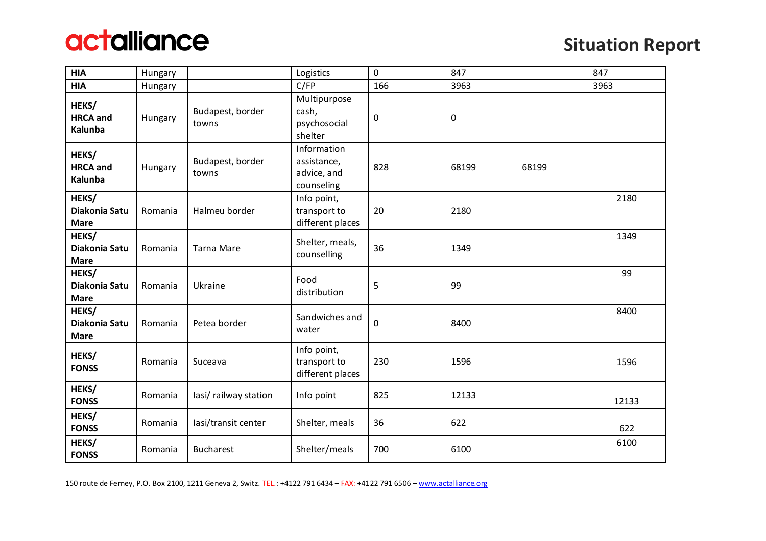| | | | | | | | |
|---|---|---|---|---|---|---|---|
| **HIA** | Hungary | | Logistics | 0 | 847 | | 847 |
| **HIA** | Hungary | | C/FP | 166 | 3963 | | 3963 |
| **HEKS/ HRCA and Kalunba** | Hungary | Budapest, border towns | Multipurpose cash, psychosocial shelter | 0 | 0 | | |
| **HEKS/ HRCA and Kalunba** | Hungary | Budapest, border towns | Information assistance, advice, and counseling | 828 | 68199 | 68199 | |
| **HEKS/ Diakonia Satu Mare** | Romania | Halmeu border | Info point, transport to different places | 20 | 2180 | | 2180 |
| **HEKS/ Diakonia Satu Mare** | Romania | Tarna Mare | Shelter, meals, counselling | 36 | 1349 | | 1349 |
| **HEKS/ Diakonia Satu Mare** | Romania | Ukraine | Food distribution | 5 | 99 | | 99 |
| **HEKS/ Diakonia Satu Mare** | Romania | Petea border | Sandwiches and water | 0 | 8400 | | 8400 |
| **HEKS/ FONSS** | Romania | Suceava | Info point, transport to different places | 230 | 1596 | | 1596 |
| **HEKS/ FONSS** | Romania | Iasi/ railway station | Info point | 825 | 12133 | | 12133 |
| **HEKS/ FONSS** | Romania | Iasi/transit center | Shelter, meals | 36 | 622 | | 622 |
| **HEKS/ FONSS** | Romania | Bucharest | Shelter/meals | 700 | 6100 | | 6100 |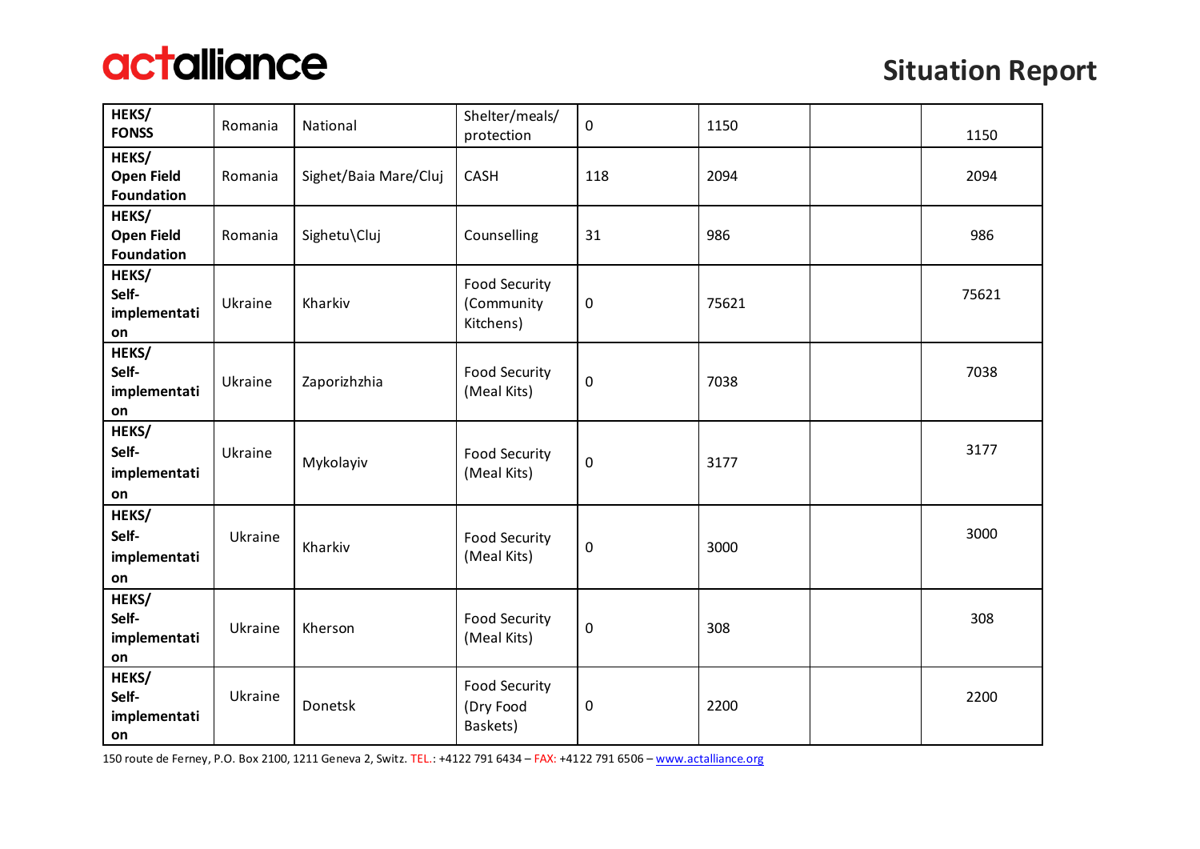| HEKS/ FONSS | Romania | National | Shelter/meals/ protection | 0 | 1150 | | 1150 |
|---|---|---|---|---|---|---|---|
| HEKS/ Open Field Foundation | Romania | Sighet/Baia Mare/Cluj | CASH | 118 | 2094 | | 2094 |
| HEKS/ Open Field Foundation | Romania | Sighetu\Cluj | Counselling | 31 | 986 | | 986 |
| HEKS/ Self-implementation | Ukraine | Kharkiv | Food Security (Community Kitchens) | 0 | 75621 | | 75621 |
| HEKS/ Self-implementation | Ukraine | Zaporizhzhia | Food Security (Meal Kits) | 0 | 7038 | | 7038 |
| HEKS/ Self-implementation | Ukraine | Mykolayiv | Food Security (Meal Kits) | 0 | 3177 | | 3177 |
| HEKS/ Self-implementation | Ukraine | Kharkiv | Food Security (Meal Kits) | 0 | 3000 | | 3000 |
| HEKS/ Self-implementation | Ukraine | Kherson | Food Security (Meal Kits) | 0 | 308 | | 308 |
| HEKS/ Self-implementation | Ukraine | Donetsk | Food Security (Dry Food Baskets) | 0 | 2200 | | 2200 |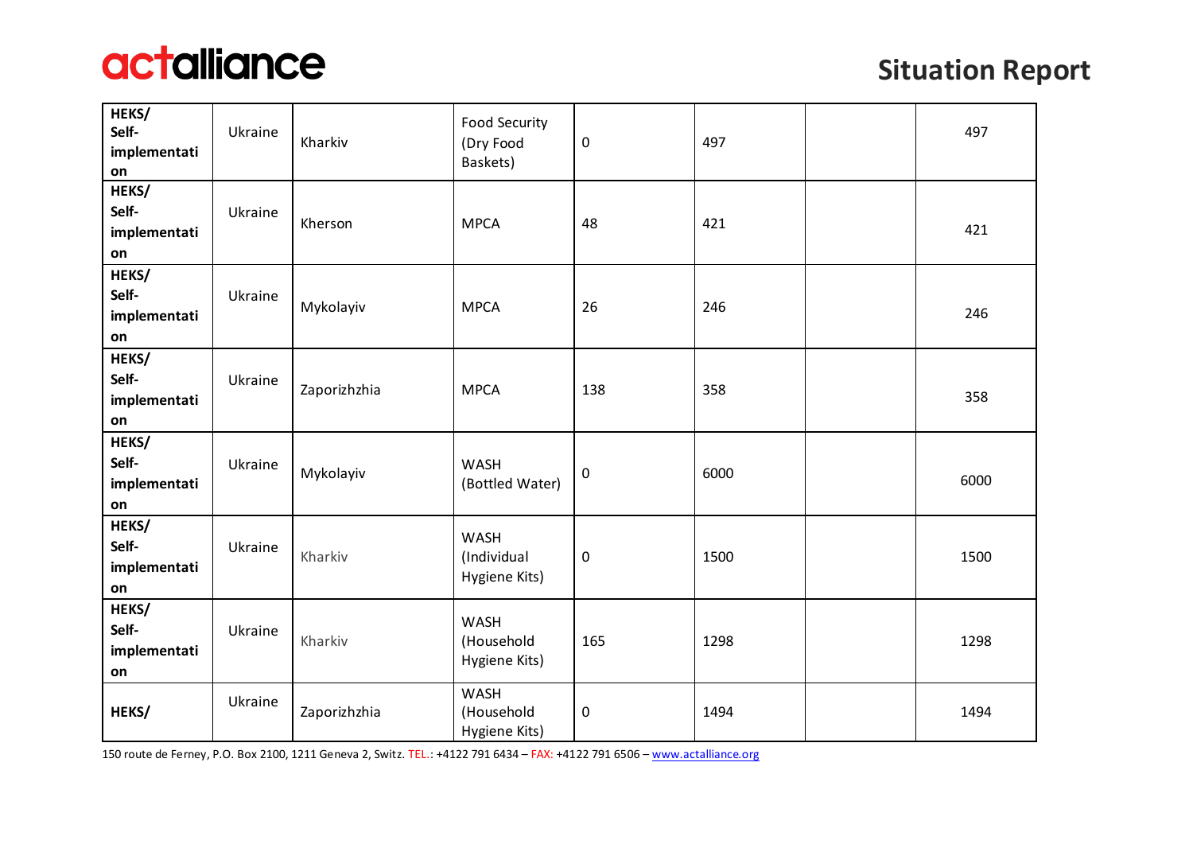| HEKS/ Self-implementation | Ukraine | Kharkiv | Food Security (Dry Food Baskets) | 0 | 497 | | 497 |
|---|---|---|---|---|---|---|---|
| HEKS/ Self-implementation | Ukraine | Kherson | MPCA | 48 | 421 | | 421 |
| HEKS/ Self-implementation | Ukraine | Mykolayiv | MPCA | 26 | 246 | | 246 |
| HEKS/ Self-implementation | Ukraine | Zaporizhzhia | MPCA | 138 | 358 | | 358 |
| HEKS/ Self-implementation | Ukraine | Mykolayiv | WASH (Bottled Water) | 0 | 6000 | | 6000 |
| HEKS/ Self-implementation | Ukraine | Kharkiv | WASH (Individual Hygiene Kits) | 0 | 1500 | | 1500 |
| HEKS/ Self-implementation | Ukraine | Kharkiv | WASH (Household Hygiene Kits) | 165 | 1298 | | 1298 |
| HEKS/ | Ukraine | Zaporizhzhia | WASH (Household Hygiene Kits) | 0 | 1494 | | 1494 |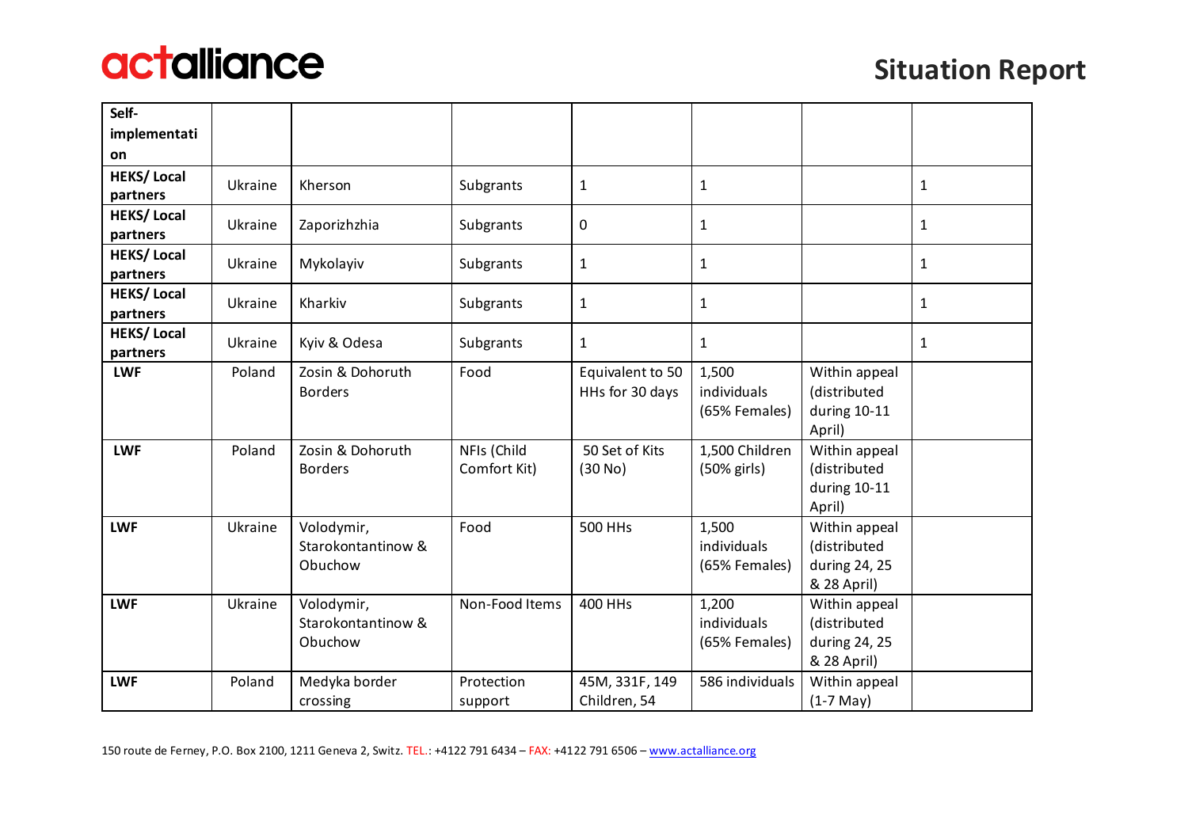| **Self-implementation** | | | | | | | |
|---|---|---|---|---|---|---|---|
| **HEKS/ Local partners** | Ukraine | Kherson | Subgrants | 1 | 1 | | 1 |
| **HEKS/ Local partners** | Ukraine | Zaporizhzhia | Subgrants | 0 | 1 | | 1 |
| **HEKS/ Local partners** | Ukraine | Mykolayiv | Subgrants | 1 | 1 | | 1 |
| **HEKS/ Local partners** | Ukraine | Kharkiv | Subgrants | 1 | 1 | | 1 |
| **HEKS/ Local partners** | Ukraine | Kyiv & Odesa | Subgrants | 1 | 1 | | 1 |
| **LWF** | Poland | Zosin & Dohoruth Borders | Food | Equivalent to 50 HHs for 30 days | 1,500 individuals (65% Females) | Within appeal (distributed during 10-11 April) | |
| **LWF** | Poland | Zosin & Dohoruth Borders | NFIs (Child Comfort Kit) | 50 Set of Kits (30 No) | 1,500 Children (50% girls) | Within appeal (distributed during 10-11 April) | |
| **LWF** | Ukraine | Volodymir, Starokontantinow & Obuchow | Food | 500 HHs | 1,500 individuals (65% Females) | Within appeal (distributed during 24, 25 & 28 April) | |
| **LWF** | Ukraine | Volodymir, Starokontantinow & Obuchow | Non-Food Items | 400 HHs | 1,200 individuals (65% Females) | Within appeal (distributed during 24, 25 & 28 April) | |
| **LWF** | Poland | Medyka border crossing | Protection support | 45M, 331F, 149 Children, 54 | 586 individuals | Within appeal (1-7 May) | |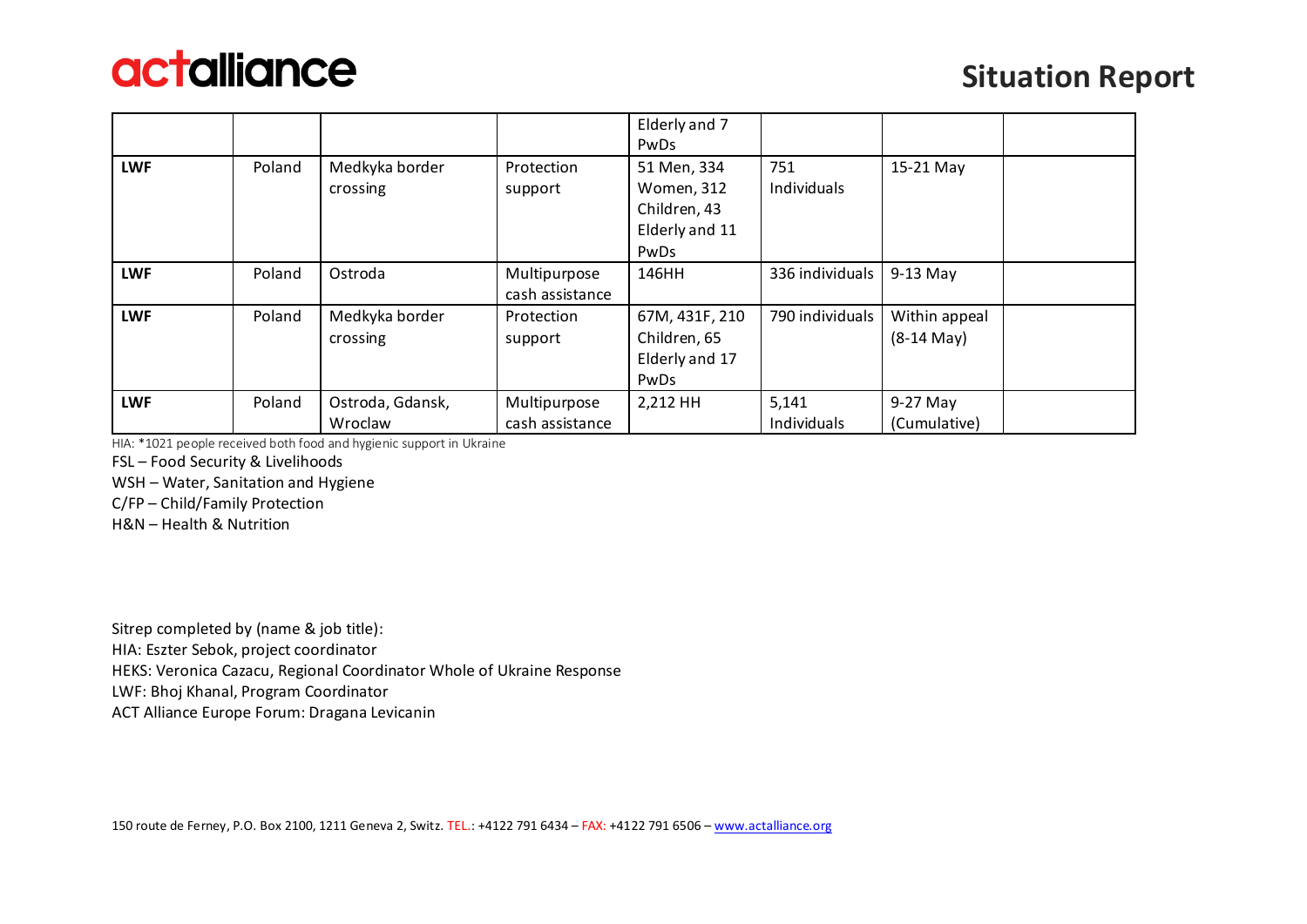| | | | | | | | |
|---|---|---|---|---|---|---|---|
| | | | | Elderly and 7 PwDs | | | |
| **LWF** | Poland | Medkyka border crossing | Protection support | 51 Men, 334 Women, 312 Children, 43 Elderly and 11 PwDs | 751 Individuals | 15-21 May | |
| **LWF** | Poland | Ostroda | Multipurpose cash assistance | 146HH | 336 individuals | 9-13 May | |
| **LWF** | Poland | Medkyka border crossing | Protection support | 67M, 431F, 210 Children, 65 Elderly and 17 PwDs | 790 individuals | Within appeal (8-14 May) | |
| **LWF** | Poland | Ostroda, Gdansk, Wroclaw | Multipurpose cash assistance | 2,212 HH | 5,141 Individuals | 9-27 May (Cumulative) | |

HIA: *1021 people received both food and hygienic support in Ukraine

FSL – Food Security & Livelihoods
WSH – Water, Sanitation and Hygiene
C/FP – Child/Family Protection
H&N – Health & Nutrition

Sitrep completed by (name & job title):
HIA: Eszter Sebok, project coordinator
HEKS: Veronica Cazacu, Regional Coordinator Whole of Ukraine Response
LWF: Bhoj Khanal, Program Coordinator
ACT Alliance Europe Forum: Dragana Levicanin